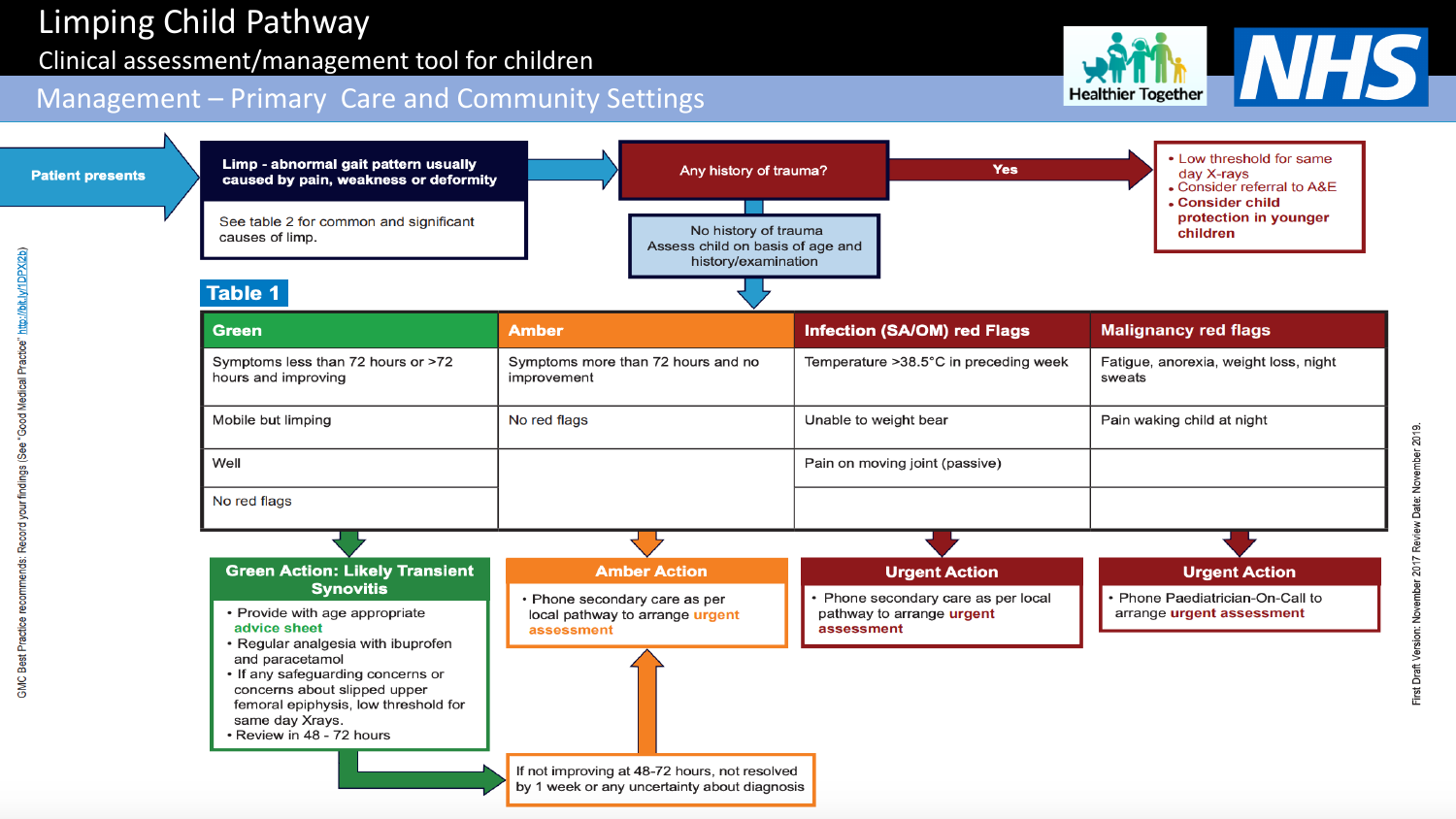# Limping Child Pathway

## Clinical assessment/management tool for children

## Management – Primary Care and Community Settings

Healthier Together

NHS

**Patient presents**

**Limp - abnormal gait pattern usually caused by pain, weakness or deformity**

See table 2 for common and significant causes of limp.

**Any history of trauma?**

**Yes** →

- Low threshold for same day X-rays
- Consider referral to A&E
- **Consider child protection in younger children**

No history of trauma
Assess child on basis of age and history/examination

**Table 1**

| Green | Amber | Infection (SA/OM) red Flags | Malignancy red flags |
|---|---|---|---|
| Symptoms less than 72 hours or >72 hours and improving | Symptoms more than 72 hours and no improvement | Temperature >38.5°C in preceding week | Fatigue, anorexia, weight loss, night sweats |
| Mobile but limping | No red flags | Unable to weight bear | Pain waking child at night |
| Well | | Pain on moving joint (passive) | |
| No red flags | | | |

**Green Action: Likely Transient Synovitis**

- Provide with age appropriate **advice sheet**
- Regular analgesia with ibuprofen and paracetamol
- If any safeguarding concerns or concerns about slipped upper femoral epiphysis, low threshold for same day Xrays
- Review in 48 - 72 hours

**Amber Action**

- Phone secondary care as per local pathway to arrange **urgent assessment**

**Urgent Action**

- Phone secondary care as per local pathway to arrange **urgent assessment**

**Urgent Action**

- Phone Paediatrician-On-Call to arrange **urgent assessment**

If not improving at 48-72 hours, not resolved by 1 week or any uncertainty about diagnosis

GMC Best Practice recommends: Record your findings (See "Good Medical Practice" http://bit.ly/1DPXl2b)

First Draft Version: November 2017 Review Date: November 2019.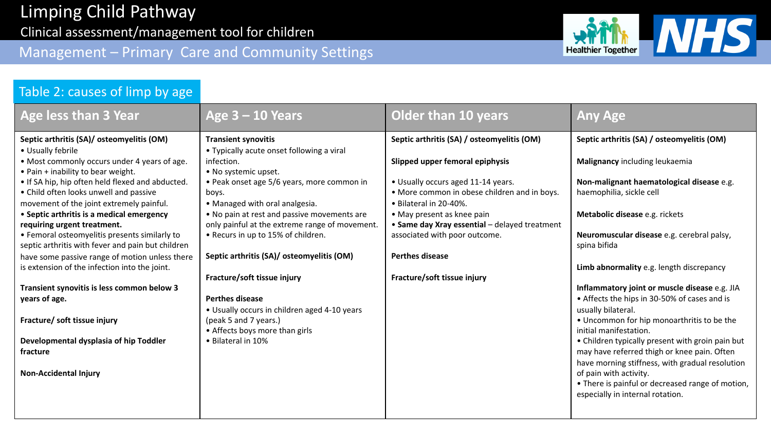# Limping Child Pathway

## Clinical assessment/management tool for children

## Management – Primary Care and Community Settings

### Table 2: causes of limp by age

| Age less than 3 Year | Age 3 – 10 Years | Older than 10 years | Any Age |
|---|---|---|---|
| **Septic arthritis (SA)/ osteomyelitis (OM)**<br>• Usually febrile<br>• Most commonly occurs under 4 years of age.<br>• Pain + inability to bear weight.<br>• If SA hip, hip often held flexed and abducted.<br>• Child often looks unwell and passive movement of the joint extremely painful.<br>• **Septic arthritis is a medical emergency requiring urgent treatment.**<br>• Femoral osteomyelitis presents similarly to septic arthritis with fever and pain but children have some passive range of motion unless there is extension of the infection into the joint.<br><br>**Transient synovitis is less common below 3 years of age.**<br><br>**Fracture/ soft tissue injury**<br><br>**Developmental dysplasia of hip Toddler fracture**<br><br>**Non-Accidental Injury** | **Transient synovitis**<br>• Typically acute onset following a viral infection.<br>• No systemic upset.<br>• Peak onset age 5/6 years, more common in boys.<br>• Managed with oral analgesia.<br>• No pain at rest and passive movements are only painful at the extreme range of movement.<br>• Recurs in up to 15% of children.<br><br>**Septic arthritis (SA)/ osteomyelitis (OM)**<br><br>**Fracture/soft tissue injury**<br><br>**Perthes disease**<br>• Usually occurs in children aged 4-10 years (peak 5 and 7 years.)<br>• Affects boys more than girls<br>• Bilateral in 10% | **Septic arthritis (SA) / osteomyelitis (OM)**<br><br>**Slipped upper femoral epiphysis**<br><br>• Usually occurs aged 11-14 years.<br>• More common in obese children and in boys.<br>• Bilateral in 20-40%.<br>• May present as knee pain<br>• **Same day Xray essential** – delayed treatment associated with poor outcome.<br><br>**Perthes disease**<br><br>**Fracture/soft tissue injury** | **Septic arthritis (SA) / osteomyelitis (OM)**<br><br>**Malignancy** including leukaemia<br><br>**Non-malignant haematological disease** e.g. haemophilia, sickle cell<br><br>**Metabolic disease** e.g. rickets<br><br>**Neuromuscular disease** e.g. cerebral palsy, spina bifida<br><br>**Limb abnormality** e.g. length discrepancy<br><br>**Inflammatory joint or muscle disease** e.g. JIA<br>• Affects the hips in 30-50% of cases and is usually bilateral.<br>• Uncommon for hip monoarthritis to be the initial manifestation.<br>• Children typically present with groin pain but may have referred thigh or knee pain. Often have morning stiffness, with gradual resolution of pain with activity.<br>• There is painful or decreased range of motion, especially in internal rotation. |